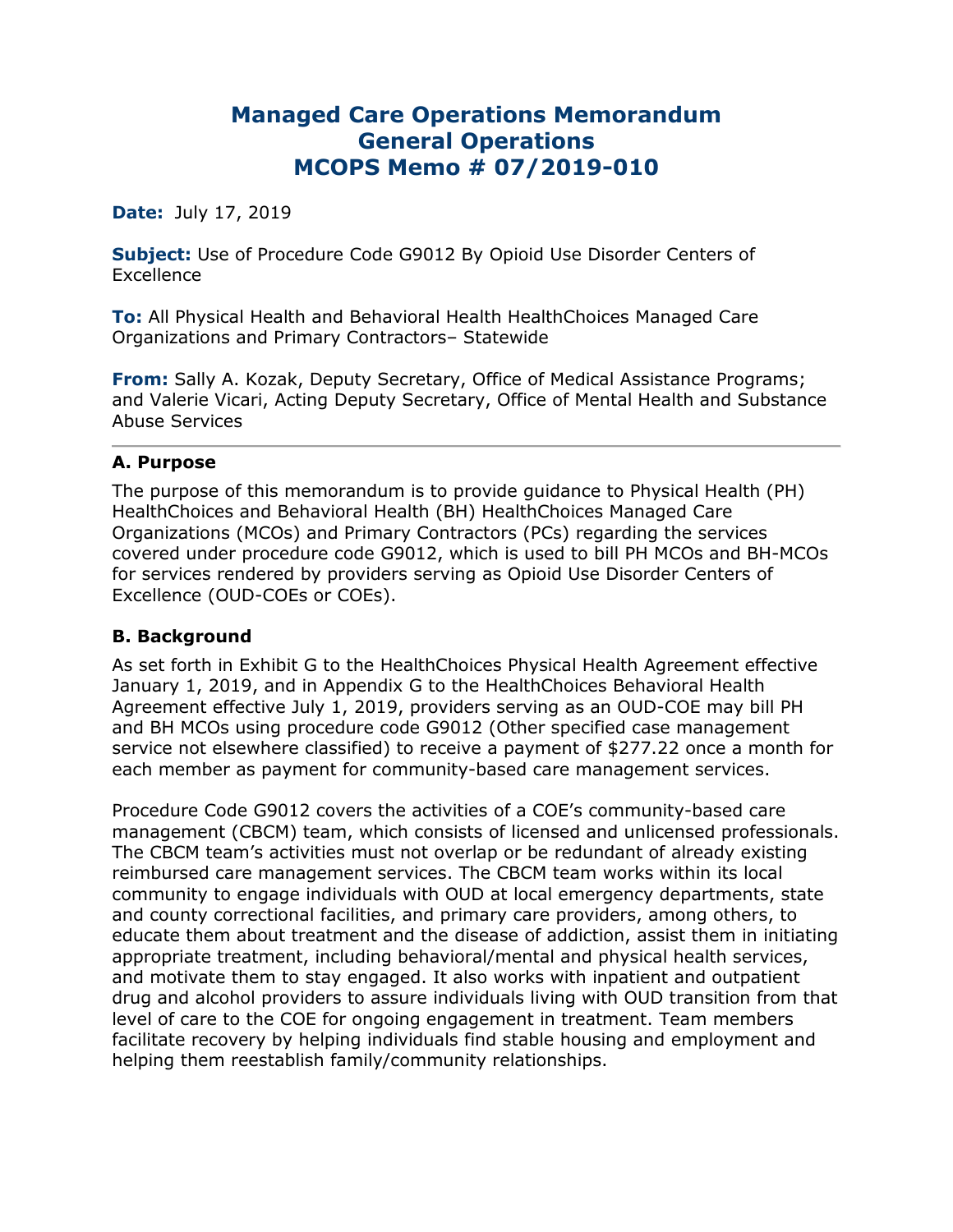# Managed Care Operations Memorandum
# General Operations
# MCOPS Memo # 07/2019-010

**Date:** July 17, 2019

**Subject:** Use of Procedure Code G9012 By Opioid Use Disorder Centers of Excellence

**To:** All Physical Health and Behavioral Health HealthChoices Managed Care Organizations and Primary Contractors– Statewide

**From:** Sally A. Kozak, Deputy Secretary, Office of Medical Assistance Programs; and Valerie Vicari, Acting Deputy Secretary, Office of Mental Health and Substance Abuse Services

---

### A. Purpose

The purpose of this memorandum is to provide guidance to Physical Health (PH) HealthChoices and Behavioral Health (BH) HealthChoices Managed Care Organizations (MCOs) and Primary Contractors (PCs) regarding the services covered under procedure code G9012, which is used to bill PH MCOs and BH-MCOs for services rendered by providers serving as Opioid Use Disorder Centers of Excellence (OUD-COEs or COEs).

### B. Background

As set forth in Exhibit G to the HealthChoices Physical Health Agreement effective January 1, 2019, and in Appendix G to the HealthChoices Behavioral Health Agreement effective July 1, 2019, providers serving as an OUD-COE may bill PH and BH MCOs using procedure code G9012 (Other specified case management service not elsewhere classified) to receive a payment of $277.22 once a month for each member as payment for community-based care management services.

Procedure Code G9012 covers the activities of a COE's community-based care management (CBCM) team, which consists of licensed and unlicensed professionals. The CBCM team's activities must not overlap or be redundant of already existing reimbursed care management services. The CBCM team works within its local community to engage individuals with OUD at local emergency departments, state and county correctional facilities, and primary care providers, among others, to educate them about treatment and the disease of addiction, assist them in initiating appropriate treatment, including behavioral/mental and physical health services, and motivate them to stay engaged. It also works with inpatient and outpatient drug and alcohol providers to assure individuals living with OUD transition from that level of care to the COE for ongoing engagement in treatment. Team members facilitate recovery by helping individuals find stable housing and employment and helping them reestablish family/community relationships.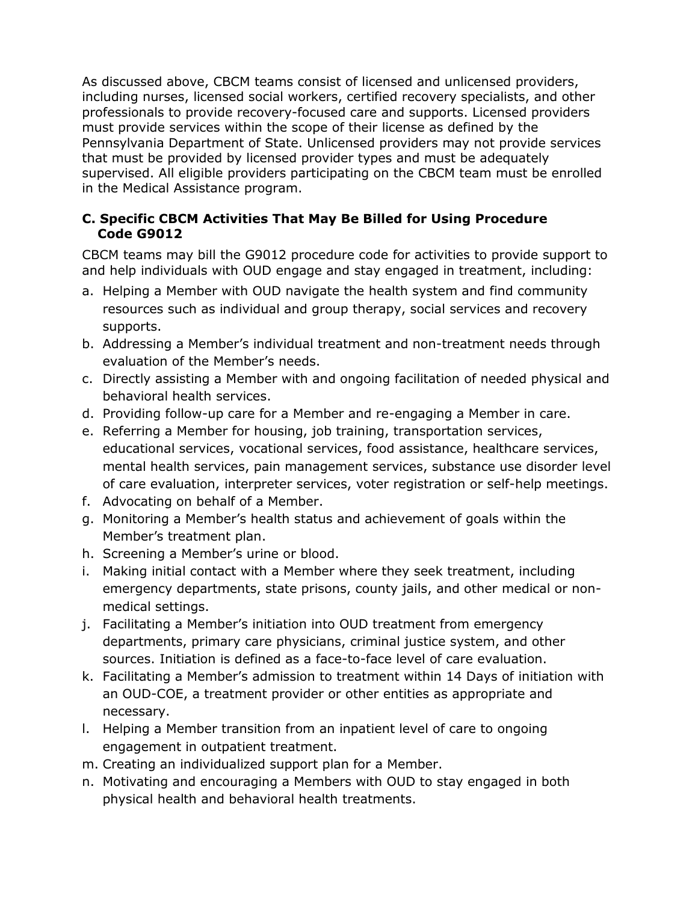As discussed above, CBCM teams consist of licensed and unlicensed providers, including nurses, licensed social workers, certified recovery specialists, and other professionals to provide recovery-focused care and supports. Licensed providers must provide services within the scope of their license as defined by the Pennsylvania Department of State. Unlicensed providers may not provide services that must be provided by licensed provider types and must be adequately supervised. All eligible providers participating on the CBCM team must be enrolled in the Medical Assistance program.

### C. Specific CBCM Activities That May Be Billed for Using Procedure Code G9012

CBCM teams may bill the G9012 procedure code for activities to provide support to and help individuals with OUD engage and stay engaged in treatment, including:

a. Helping a Member with OUD navigate the health system and find community resources such as individual and group therapy, social services and recovery supports.
b. Addressing a Member's individual treatment and non-treatment needs through evaluation of the Member's needs.
c. Directly assisting a Member with and ongoing facilitation of needed physical and behavioral health services.
d. Providing follow-up care for a Member and re-engaging a Member in care.
e. Referring a Member for housing, job training, transportation services, educational services, vocational services, food assistance, healthcare services, mental health services, pain management services, substance use disorder level of care evaluation, interpreter services, voter registration or self-help meetings.
f. Advocating on behalf of a Member.
g. Monitoring a Member's health status and achievement of goals within the Member's treatment plan.
h. Screening a Member's urine or blood.
i. Making initial contact with a Member where they seek treatment, including emergency departments, state prisons, county jails, and other medical or non-medical settings.
j. Facilitating a Member's initiation into OUD treatment from emergency departments, primary care physicians, criminal justice system, and other sources. Initiation is defined as a face-to-face level of care evaluation.
k. Facilitating a Member's admission to treatment within 14 Days of initiation with an OUD-COE, a treatment provider or other entities as appropriate and necessary.
l. Helping a Member transition from an inpatient level of care to ongoing engagement in outpatient treatment.
m. Creating an individualized support plan for a Member.
n. Motivating and encouraging a Members with OUD to stay engaged in both physical health and behavioral health treatments.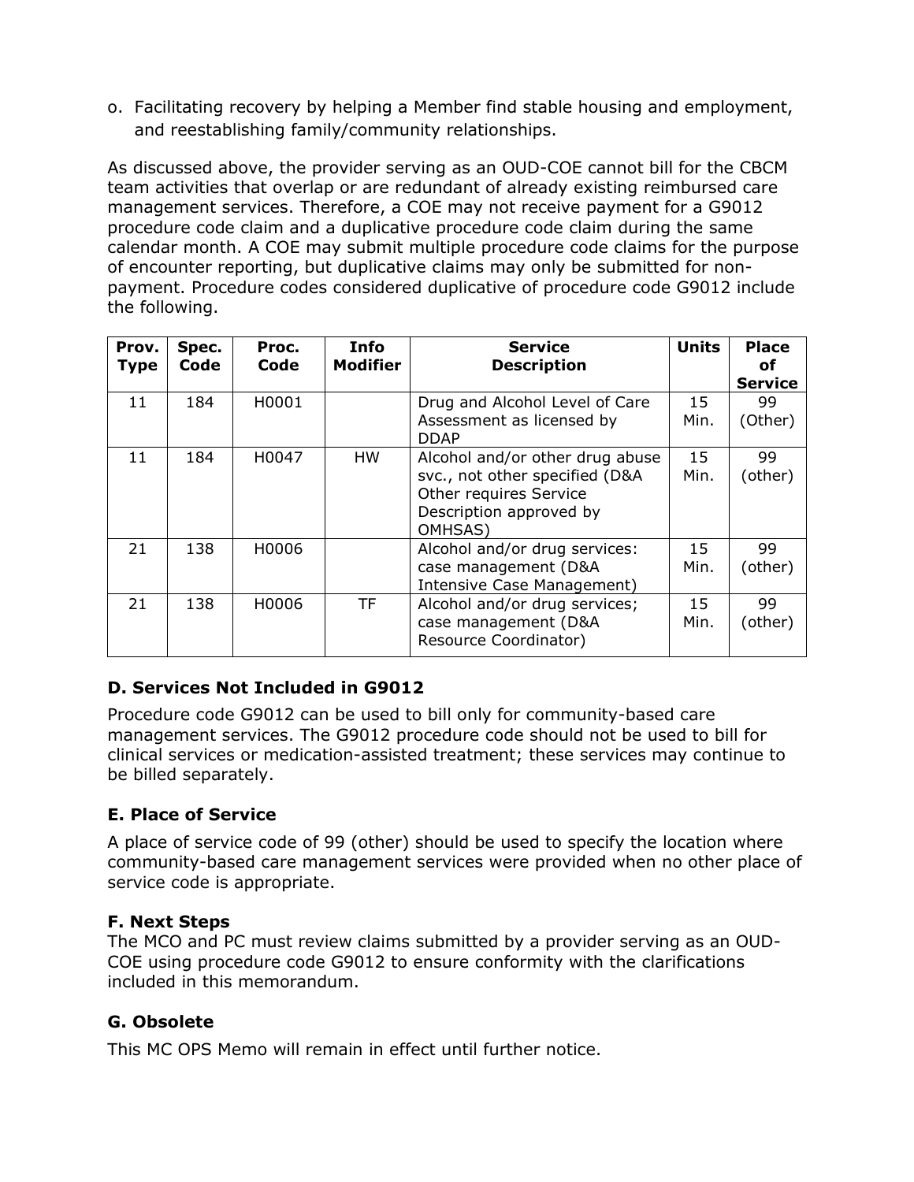o. Facilitating recovery by helping a Member find stable housing and employment, and reestablishing family/community relationships.

As discussed above, the provider serving as an OUD-COE cannot bill for the CBCM team activities that overlap or are redundant of already existing reimbursed care management services. Therefore, a COE may not receive payment for a G9012 procedure code claim and a duplicative procedure code claim during the same calendar month. A COE may submit multiple procedure code claims for the purpose of encounter reporting, but duplicative claims may only be submitted for non-payment. Procedure codes considered duplicative of procedure code G9012 include the following.

| Prov. Type | Spec. Code | Proc. Code | Info Modifier | Service Description | Units | Place of Service |
|---|---|---|---|---|---|---|
| 11 | 184 | H0001 | | Drug and Alcohol Level of Care Assessment as licensed by DDAP | 15 Min. | 99 (Other) |
| 11 | 184 | H0047 | HW | Alcohol and/or other drug abuse svc., not other specified (D&A Other requires Service Description approved by OMHSAS) | 15 Min. | 99 (other) |
| 21 | 138 | H0006 | | Alcohol and/or drug services: case management (D&A Intensive Case Management) | 15 Min. | 99 (other) |
| 21 | 138 | H0006 | TF | Alcohol and/or drug services; case management (D&A Resource Coordinator) | 15 Min. | 99 (other) |

### D. Services Not Included in G9012

Procedure code G9012 can be used to bill only for community-based care management services. The G9012 procedure code should not be used to bill for clinical services or medication-assisted treatment; these services may continue to be billed separately.

### E. Place of Service

A place of service code of 99 (other) should be used to specify the location where community-based care management services were provided when no other place of service code is appropriate.

### F. Next Steps

The MCO and PC must review claims submitted by a provider serving as an OUD-COE using procedure code G9012 to ensure conformity with the clarifications included in this memorandum.

### G. Obsolete

This MC OPS Memo will remain in effect until further notice.